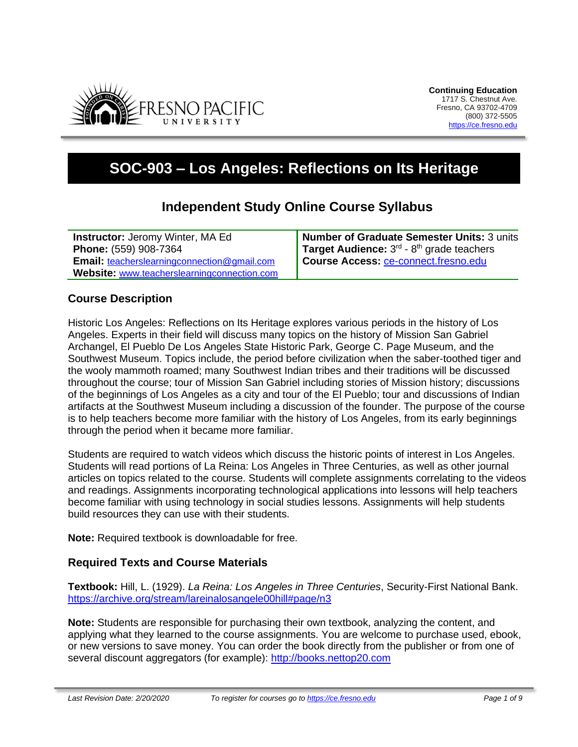Continuing Education
1717 S. Chestnut Ave.
Fresno, CA 93702-4709
(800) 372-5505
https://ce.fresno.edu

# SOC-903 – Los Angeles: Reflections on Its Heritage

## Independent Study Online Course Syllabus

| | |
|---|---|
| **Instructor:** Jeromy Winter, MA Ed<br>**Phone:** (559) 908-7364<br>**Email:** teacherslearningconnection@gmail.com<br>**Website:** www.teacherslearningconnection.com | **Number of Graduate Semester Units:** 3 units<br>**Target Audience:** 3rd - 8th grade teachers<br>**Course Access:** ce-connect.fresno.edu |

### Course Description

Historic Los Angeles: Reflections on Its Heritage explores various periods in the history of Los Angeles. Experts in their field will discuss many topics on the history of Mission San Gabriel Archangel, El Pueblo De Los Angeles State Historic Park, George C. Page Museum, and the Southwest Museum. Topics include, the period before civilization when the saber-toothed tiger and the wooly mammoth roamed; many Southwest Indian tribes and their traditions will be discussed throughout the course; tour of Mission San Gabriel including stories of Mission history; discussions of the beginnings of Los Angeles as a city and tour of the El Pueblo; tour and discussions of Indian artifacts at the Southwest Museum including a discussion of the founder. The purpose of the course is to help teachers become more familiar with the history of Los Angeles, from its early beginnings through the period when it became more familiar.

Students are required to watch videos which discuss the historic points of interest in Los Angeles. Students will read portions of La Reina: Los Angeles in Three Centuries, as well as other journal articles on topics related to the course. Students will complete assignments correlating to the videos and readings. Assignments incorporating technological applications into lessons will help teachers become familiar with using technology in social studies lessons. Assignments will help students build resources they can use with their students.

**Note:** Required textbook is downloadable for free.

### Required Texts and Course Materials

**Textbook:** Hill, L. (1929). *La Reina: Los Angeles in Three Centuries*, Security-First National Bank. https://archive.org/stream/lareinalosangele00hill#page/n3

**Note:** Students are responsible for purchasing their own textbook, analyzing the content, and applying what they learned to the course assignments. You are welcome to purchase used, ebook, or new versions to save money. You can order the book directly from the publisher or from one of several discount aggregators (for example): http://books.nettop20.com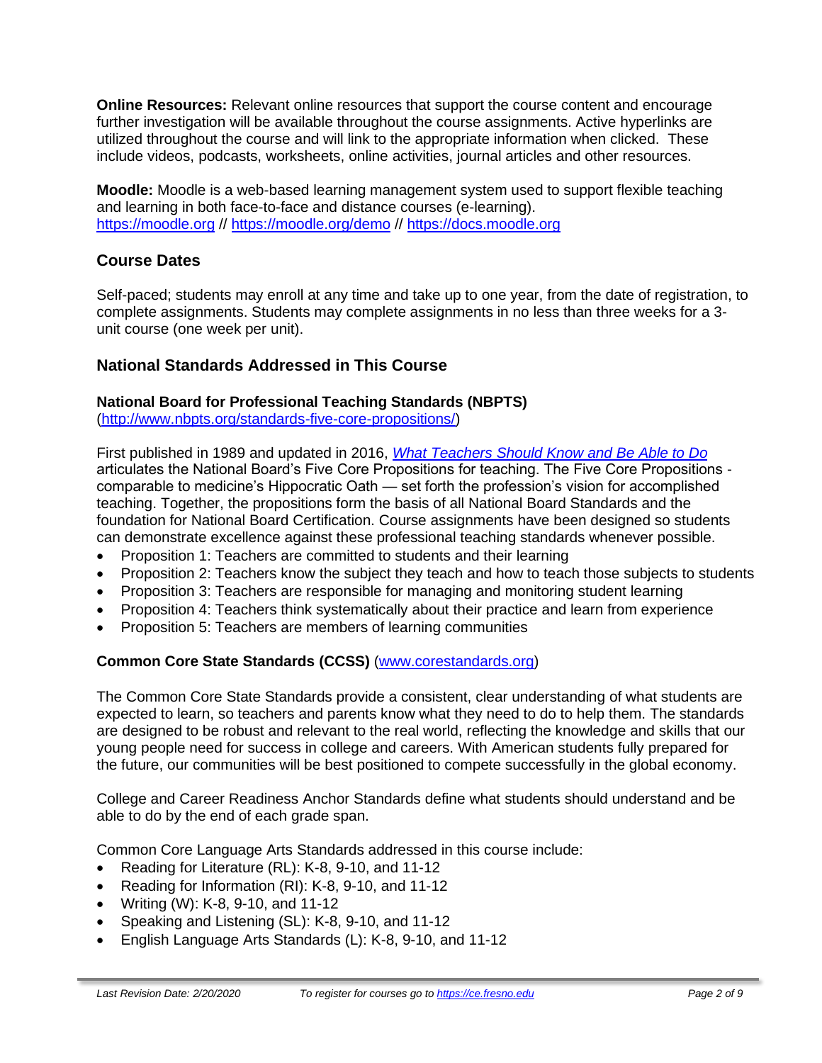**Online Resources:** Relevant online resources that support the course content and encourage further investigation will be available throughout the course assignments. Active hyperlinks are utilized throughout the course and will link to the appropriate information when clicked. These include videos, podcasts, worksheets, online activities, journal articles and other resources.

**Moodle:** Moodle is a web-based learning management system used to support flexible teaching and learning in both face-to-face and distance courses (e-learning). https://moodle.org // https://moodle.org/demo // https://docs.moodle.org

## Course Dates

Self-paced; students may enroll at any time and take up to one year, from the date of registration, to complete assignments. Students may complete assignments in no less than three weeks for a 3-unit course (one week per unit).

## National Standards Addressed in This Course

### National Board for Professional Teaching Standards (NBPTS)

(http://www.nbpts.org/standards-five-core-propositions/)

First published in 1989 and updated in 2016, *What Teachers Should Know and Be Able to Do* articulates the National Board's Five Core Propositions for teaching. The Five Core Propositions - comparable to medicine's Hippocratic Oath — set forth the profession's vision for accomplished teaching. Together, the propositions form the basis of all National Board Standards and the foundation for National Board Certification. Course assignments have been designed so students can demonstrate excellence against these professional teaching standards whenever possible.

- Proposition 1: Teachers are committed to students and their learning
- Proposition 2: Teachers know the subject they teach and how to teach those subjects to students
- Proposition 3: Teachers are responsible for managing and monitoring student learning
- Proposition 4: Teachers think systematically about their practice and learn from experience
- Proposition 5: Teachers are members of learning communities

### Common Core State Standards (CCSS) (www.corestandards.org)

The Common Core State Standards provide a consistent, clear understanding of what students are expected to learn, so teachers and parents know what they need to do to help them. The standards are designed to be robust and relevant to the real world, reflecting the knowledge and skills that our young people need for success in college and careers. With American students fully prepared for the future, our communities will be best positioned to compete successfully in the global economy.

College and Career Readiness Anchor Standards define what students should understand and be able to do by the end of each grade span.

Common Core Language Arts Standards addressed in this course include:

- Reading for Literature (RL): K-8, 9-10, and 11-12
- Reading for Information (RI): K-8, 9-10, and 11-12
- Writing (W): K-8, 9-10, and 11-12
- Speaking and Listening (SL): K-8, 9-10, and 11-12
- English Language Arts Standards (L): K-8, 9-10, and 11-12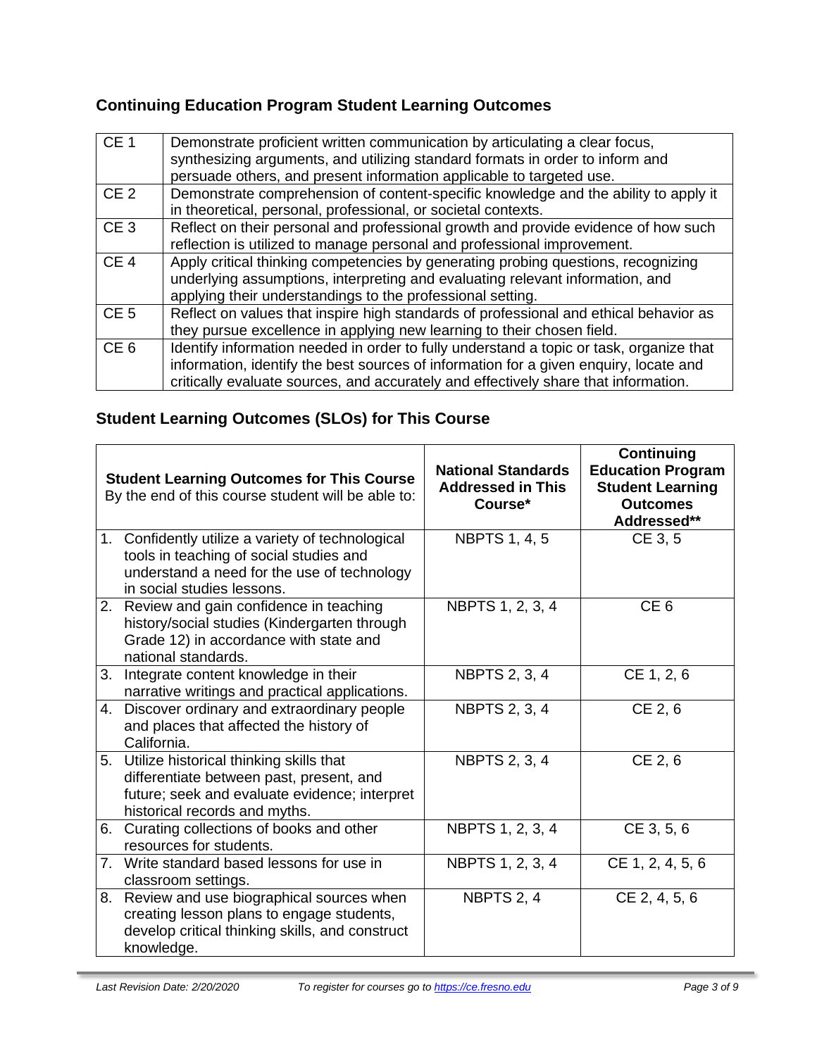## Continuing Education Program Student Learning Outcomes

| | |
|---|---|
| CE 1 | Demonstrate proficient written communication by articulating a clear focus, synthesizing arguments, and utilizing standard formats in order to inform and persuade others, and present information applicable to targeted use. |
| CE 2 | Demonstrate comprehension of content-specific knowledge and the ability to apply it in theoretical, personal, professional, or societal contexts. |
| CE 3 | Reflect on their personal and professional growth and provide evidence of how such reflection is utilized to manage personal and professional improvement. |
| CE 4 | Apply critical thinking competencies by generating probing questions, recognizing underlying assumptions, interpreting and evaluating relevant information, and applying their understandings to the professional setting. |
| CE 5 | Reflect on values that inspire high standards of professional and ethical behavior as they pursue excellence in applying new learning to their chosen field. |
| CE 6 | Identify information needed in order to fully understand a topic or task, organize that information, identify the best sources of information for a given enquiry, locate and critically evaluate sources, and accurately and effectively share that information. |

## Student Learning Outcomes (SLOs) for This Course

| **Student Learning Outcomes for This Course** By the end of this course student will be able to: | **National Standards Addressed in This Course*** | **Continuing Education Program Student Learning Outcomes Addressed**** |
|---|---|---|
| 1. Confidently utilize a variety of technological tools in teaching of social studies and understand a need for the use of technology in social studies lessons. | NBPTS 1, 4, 5 | CE 3, 5 |
| 2. Review and gain confidence in teaching history/social studies (Kindergarten through Grade 12) in accordance with state and national standards. | NBPTS 1, 2, 3, 4 | CE 6 |
| 3. Integrate content knowledge in their narrative writings and practical applications. | NBPTS 2, 3, 4 | CE 1, 2, 6 |
| 4. Discover ordinary and extraordinary people and places that affected the history of California. | NBPTS 2, 3, 4 | CE 2, 6 |
| 5. Utilize historical thinking skills that differentiate between past, present, and future; seek and evaluate evidence; interpret historical records and myths. | NBPTS 2, 3, 4 | CE 2, 6 |
| 6. Curating collections of books and other resources for students. | NBPTS 1, 2, 3, 4 | CE 3, 5, 6 |
| 7. Write standard based lessons for use in classroom settings. | NBPTS 1, 2, 3, 4 | CE 1, 2, 4, 5, 6 |
| 8. Review and use biographical sources when creating lesson plans to engage students, develop critical thinking skills, and construct knowledge. | NBPTS 2, 4 | CE 2, 4, 5, 6 |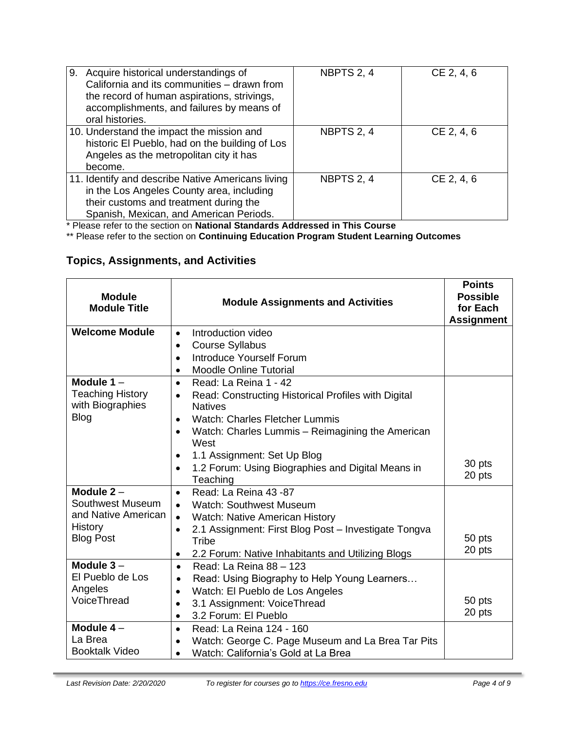| | | |
|---|---|---|
| 9. Acquire historical understandings of California and its communities – drawn from the record of human aspirations, strivings, accomplishments, and failures by means of oral histories. | NBPTS 2, 4 | CE 2, 4, 6 |
| 10. Understand the impact the mission and historic El Pueblo, had on the building of Los Angeles as the metropolitan city it has become. | NBPTS 2, 4 | CE 2, 4, 6 |
| 11. Identify and describe Native Americans living in the Los Angeles County area, including their customs and treatment during the Spanish, Mexican, and American Periods. | NBPTS 2, 4 | CE 2, 4, 6 |

* Please refer to the section on **National Standards Addressed in This Course**

** Please refer to the section on **Continuing Education Program Student Learning Outcomes**

## Topics, Assignments, and Activities

| Module Module Title | Module Assignments and Activities | Points Possible for Each Assignment |
|---|---|---|
| **Welcome Module** | • Introduction video<br>• Course Syllabus<br>• Introduce Yourself Forum<br>• Moodle Online Tutorial | |
| **Module 1** – Teaching History with Biographies Blog | • Read: La Reina 1 - 42<br>• Read: Constructing Historical Profiles with Digital Natives<br>• Watch: Charles Fletcher Lummis<br>• Watch: Charles Lummis – Reimagining the American West<br>• 1.1 Assignment: Set Up Blog<br>• 1.2 Forum: Using Biographies and Digital Means in Teaching | 30 pts<br>20 pts |
| **Module 2** – Southwest Museum and Native American History Blog Post | • Read: La Reina 43 -87<br>• Watch: Southwest Museum<br>• Watch: Native American History<br>• 2.1 Assignment: First Blog Post – Investigate Tongva Tribe<br>• 2.2 Forum: Native Inhabitants and Utilizing Blogs | 50 pts<br>20 pts |
| **Module 3** – El Pueblo de Los Angeles VoiceThread | • Read: La Reina 88 – 123<br>• Read: Using Biography to Help Young Learners…<br>• Watch: El Pueblo de Los Angeles<br>• 3.1 Assignment: VoiceThread<br>• 3.2 Forum: El Pueblo | 50 pts<br>20 pts |
| **Module 4** – La Brea Booktalk Video | • Read: La Reina 124 - 160<br>• Watch: George C. Page Museum and La Brea Tar Pits<br>• Watch: California's Gold at La Brea | |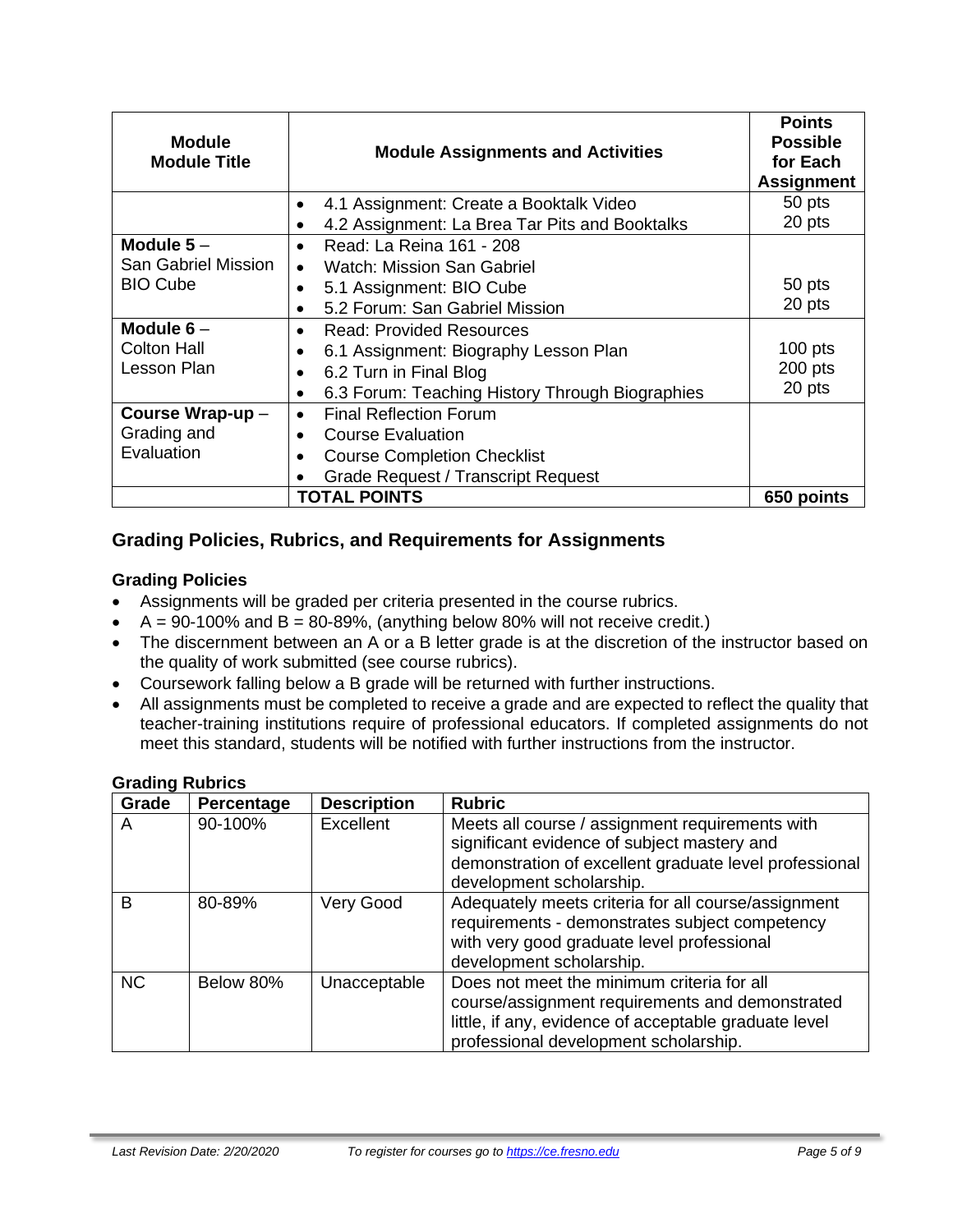| Module<br>Module Title | Module Assignments and Activities | Points Possible for Each Assignment |
|---|---|---|
| | • 4.1 Assignment: Create a Booktalk Video<br>• 4.2 Assignment: La Brea Tar Pits and Booktalks | 50 pts<br>20 pts |
| **Module 5** –<br>San Gabriel Mission<br>BIO Cube | • Read: La Reina 161 - 208<br>• Watch: Mission San Gabriel<br>• 5.1 Assignment: BIO Cube<br>• 5.2 Forum: San Gabriel Mission | 50 pts<br>20 pts |
| **Module 6** –<br>Colton Hall<br>Lesson Plan | • Read: Provided Resources<br>• 6.1 Assignment: Biography Lesson Plan<br>• 6.2 Turn in Final Blog<br>• 6.3 Forum: Teaching History Through Biographies | 100 pts<br>200 pts<br>20 pts |
| **Course Wrap-up** –<br>Grading and Evaluation | • Final Reflection Forum<br>• Course Evaluation<br>• Course Completion Checklist<br>• Grade Request / Transcript Request | |
| | **TOTAL POINTS** | **650 points** |

## Grading Policies, Rubrics, and Requirements for Assignments

### Grading Policies

- Assignments will be graded per criteria presented in the course rubrics.
- A = 90-100% and B = 80-89%, (anything below 80% will not receive credit.)
- The discernment between an A or a B letter grade is at the discretion of the instructor based on the quality of work submitted (see course rubrics).
- Coursework falling below a B grade will be returned with further instructions.
- All assignments must be completed to receive a grade and are expected to reflect the quality that teacher-training institutions require of professional educators. If completed assignments do not meet this standard, students will be notified with further instructions from the instructor.

### Grading Rubrics

| Grade | Percentage | Description | Rubric |
|---|---|---|---|
| A | 90-100% | Excellent | Meets all course / assignment requirements with significant evidence of subject mastery and demonstration of excellent graduate level professional development scholarship. |
| B | 80-89% | Very Good | Adequately meets criteria for all course/assignment requirements - demonstrates subject competency with very good graduate level professional development scholarship. |
| NC | Below 80% | Unacceptable | Does not meet the minimum criteria for all course/assignment requirements and demonstrated little, if any, evidence of acceptable graduate level professional development scholarship. |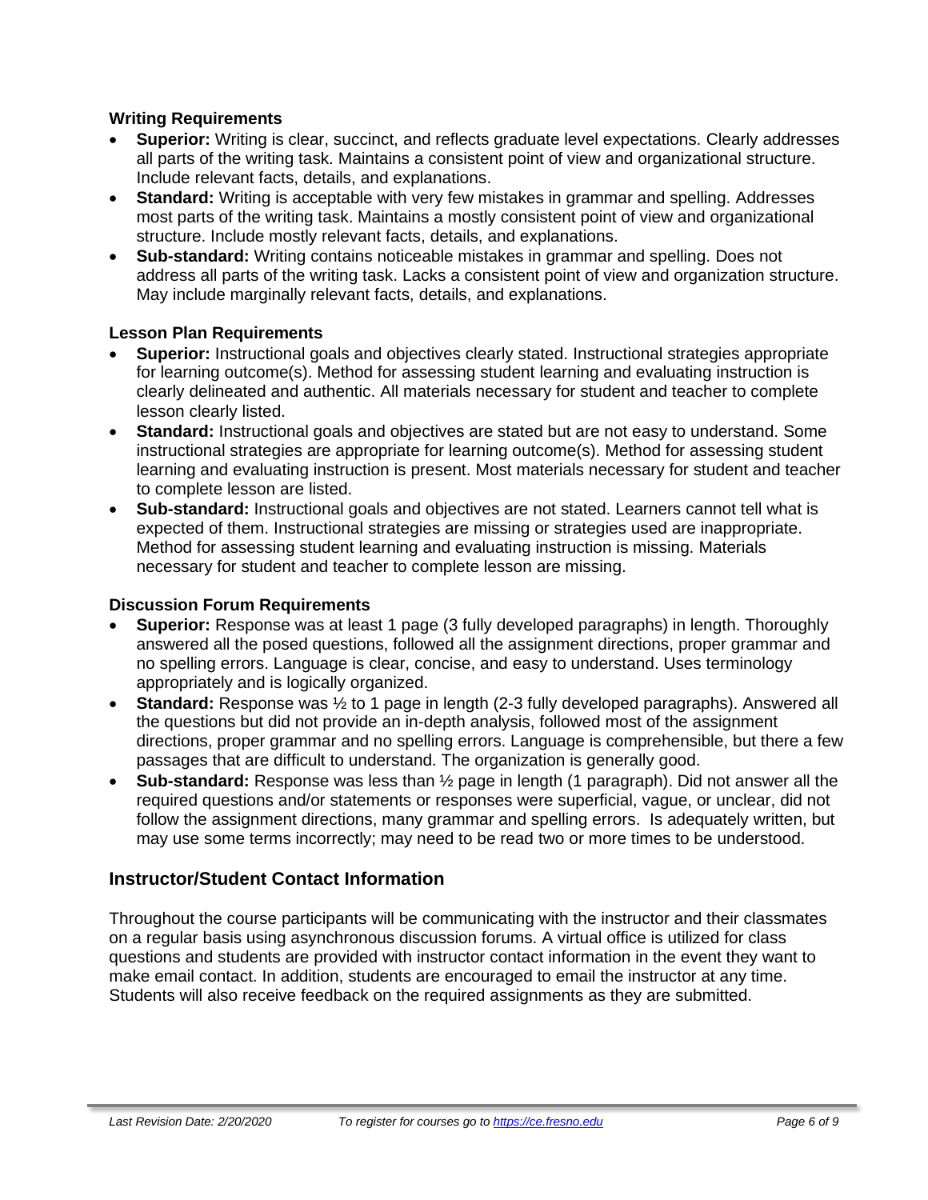### Writing Requirements

- **Superior:** Writing is clear, succinct, and reflects graduate level expectations. Clearly addresses all parts of the writing task. Maintains a consistent point of view and organizational structure. Include relevant facts, details, and explanations.
- **Standard:** Writing is acceptable with very few mistakes in grammar and spelling. Addresses most parts of the writing task. Maintains a mostly consistent point of view and organizational structure. Include mostly relevant facts, details, and explanations.
- **Sub-standard:** Writing contains noticeable mistakes in grammar and spelling. Does not address all parts of the writing task. Lacks a consistent point of view and organization structure. May include marginally relevant facts, details, and explanations.

### Lesson Plan Requirements

- **Superior:** Instructional goals and objectives clearly stated. Instructional strategies appropriate for learning outcome(s). Method for assessing student learning and evaluating instruction is clearly delineated and authentic. All materials necessary for student and teacher to complete lesson clearly listed.
- **Standard:** Instructional goals and objectives are stated but are not easy to understand. Some instructional strategies are appropriate for learning outcome(s). Method for assessing student learning and evaluating instruction is present. Most materials necessary for student and teacher to complete lesson are listed.
- **Sub-standard:** Instructional goals and objectives are not stated. Learners cannot tell what is expected of them. Instructional strategies are missing or strategies used are inappropriate. Method for assessing student learning and evaluating instruction is missing. Materials necessary for student and teacher to complete lesson are missing.

### Discussion Forum Requirements

- **Superior:** Response was at least 1 page (3 fully developed paragraphs) in length. Thoroughly answered all the posed questions, followed all the assignment directions, proper grammar and no spelling errors. Language is clear, concise, and easy to understand. Uses terminology appropriately and is logically organized.
- **Standard:** Response was ½ to 1 page in length (2-3 fully developed paragraphs). Answered all the questions but did not provide an in-depth analysis, followed most of the assignment directions, proper grammar and no spelling errors. Language is comprehensible, but there a few passages that are difficult to understand. The organization is generally good.
- **Sub-standard:** Response was less than ½ page in length (1 paragraph). Did not answer all the required questions and/or statements or responses were superficial, vague, or unclear, did not follow the assignment directions, many grammar and spelling errors. Is adequately written, but may use some terms incorrectly; may need to be read two or more times to be understood.

## Instructor/Student Contact Information

Throughout the course participants will be communicating with the instructor and their classmates on a regular basis using asynchronous discussion forums. A virtual office is utilized for class questions and students are provided with instructor contact information in the event they want to make email contact. In addition, students are encouraged to email the instructor at any time. Students will also receive feedback on the required assignments as they are submitted.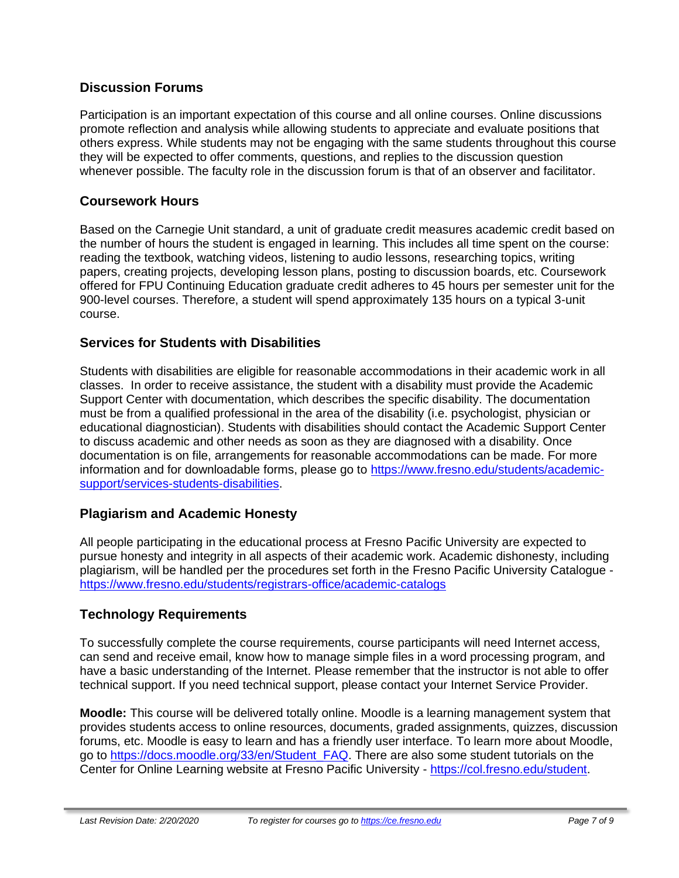## Discussion Forums

Participation is an important expectation of this course and all online courses. Online discussions promote reflection and analysis while allowing students to appreciate and evaluate positions that others express. While students may not be engaging with the same students throughout this course they will be expected to offer comments, questions, and replies to the discussion question whenever possible. The faculty role in the discussion forum is that of an observer and facilitator.

## Coursework Hours

Based on the Carnegie Unit standard, a unit of graduate credit measures academic credit based on the number of hours the student is engaged in learning. This includes all time spent on the course: reading the textbook, watching videos, listening to audio lessons, researching topics, writing papers, creating projects, developing lesson plans, posting to discussion boards, etc. Coursework offered for FPU Continuing Education graduate credit adheres to 45 hours per semester unit for the 900-level courses. Therefore, a student will spend approximately 135 hours on a typical 3-unit course.

## Services for Students with Disabilities

Students with disabilities are eligible for reasonable accommodations in their academic work in all classes. In order to receive assistance, the student with a disability must provide the Academic Support Center with documentation, which describes the specific disability. The documentation must be from a qualified professional in the area of the disability (i.e. psychologist, physician or educational diagnostician). Students with disabilities should contact the Academic Support Center to discuss academic and other needs as soon as they are diagnosed with a disability. Once documentation is on file, arrangements for reasonable accommodations can be made. For more information and for downloadable forms, please go to [https://www.fresno.edu/students/academic-support/services-students-disabilities](https://www.fresno.edu/students/academic-support/services-students-disabilities).

## Plagiarism and Academic Honesty

All people participating in the educational process at Fresno Pacific University are expected to pursue honesty and integrity in all aspects of their academic work. Academic dishonesty, including plagiarism, will be handled per the procedures set forth in the Fresno Pacific University Catalogue - [https://www.fresno.edu/students/registrars-office/academic-catalogs](https://www.fresno.edu/students/registrars-office/academic-catalogs)

## Technology Requirements

To successfully complete the course requirements, course participants will need Internet access, can send and receive email, know how to manage simple files in a word processing program, and have a basic understanding of the Internet. Please remember that the instructor is not able to offer technical support. If you need technical support, please contact your Internet Service Provider.

**Moodle:** This course will be delivered totally online. Moodle is a learning management system that provides students access to online resources, documents, graded assignments, quizzes, discussion forums, etc. Moodle is easy to learn and has a friendly user interface. To learn more about Moodle, go to [https://docs.moodle.org/33/en/Student_FAQ](https://docs.moodle.org/33/en/Student_FAQ). There are also some student tutorials on the Center for Online Learning website at Fresno Pacific University - [https://col.fresno.edu/student](https://col.fresno.edu/student).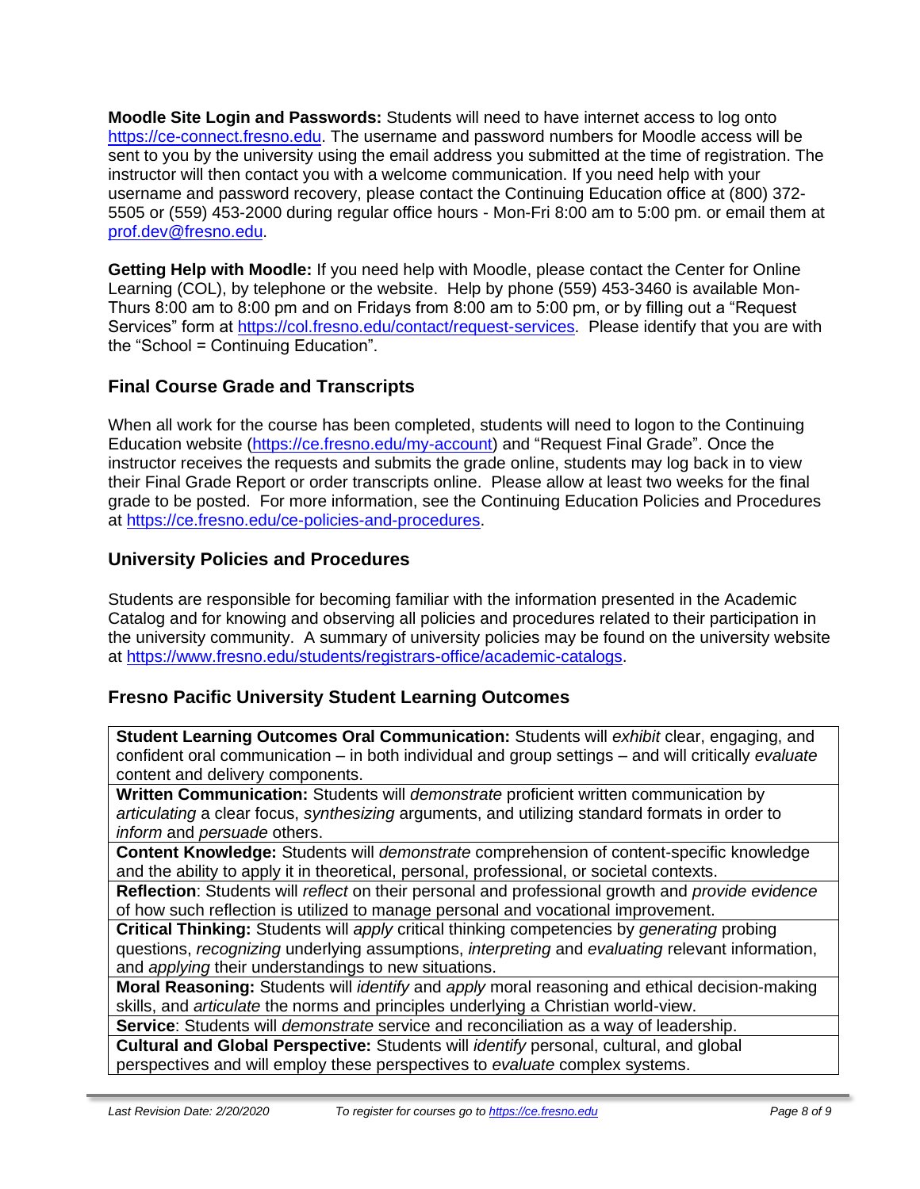**Moodle Site Login and Passwords:** Students will need to have internet access to log onto https://ce-connect.fresno.edu. The username and password numbers for Moodle access will be sent to you by the university using the email address you submitted at the time of registration. The instructor will then contact you with a welcome communication. If you need help with your username and password recovery, please contact the Continuing Education office at (800) 372-5505 or (559) 453-2000 during regular office hours - Mon-Fri 8:00 am to 5:00 pm. or email them at prof.dev@fresno.edu.

**Getting Help with Moodle:** If you need help with Moodle, please contact the Center for Online Learning (COL), by telephone or the website. Help by phone (559) 453-3460 is available Mon-Thurs 8:00 am to 8:00 pm and on Fridays from 8:00 am to 5:00 pm, or by filling out a "Request Services" form at https://col.fresno.edu/contact/request-services. Please identify that you are with the "School = Continuing Education".

## Final Course Grade and Transcripts

When all work for the course has been completed, students will need to logon to the Continuing Education website (https://ce.fresno.edu/my-account) and "Request Final Grade". Once the instructor receives the requests and submits the grade online, students may log back in to view their Final Grade Report or order transcripts online. Please allow at least two weeks for the final grade to be posted. For more information, see the Continuing Education Policies and Procedures at https://ce.fresno.edu/ce-policies-and-procedures.

## University Policies and Procedures

Students are responsible for becoming familiar with the information presented in the Academic Catalog and for knowing and observing all policies and procedures related to their participation in the university community. A summary of university policies may be found on the university website at https://www.fresno.edu/students/registrars-office/academic-catalogs.

## Fresno Pacific University Student Learning Outcomes

| |
|---|
| **Student Learning Outcomes Oral Communication:** Students will *exhibit* clear, engaging, and confident oral communication – in both individual and group settings – and will critically *evaluate* content and delivery components. |
| **Written Communication:** Students will *demonstrate* proficient written communication by *articulating* a clear focus, *synthesizing* arguments, and utilizing standard formats in order to *inform* and *persuade* others. |
| **Content Knowledge:** Students will *demonstrate* comprehension of content-specific knowledge and the ability to apply it in theoretical, personal, professional, or societal contexts. |
| **Reflection**: Students will *reflect* on their personal and professional growth and *provide evidence* of how such reflection is utilized to manage personal and vocational improvement. |
| **Critical Thinking:** Students will *apply* critical thinking competencies by *generating* probing questions, *recognizing* underlying assumptions, *interpreting* and *evaluating* relevant information, and *applying* their understandings to new situations. |
| **Moral Reasoning:** Students will *identify* and *apply* moral reasoning and ethical decision-making skills, and *articulate* the norms and principles underlying a Christian world-view. |
| **Service**: Students will *demonstrate* service and reconciliation as a way of leadership. |
| **Cultural and Global Perspective:** Students will *identify* personal, cultural, and global perspectives and will employ these perspectives to *evaluate* complex systems. |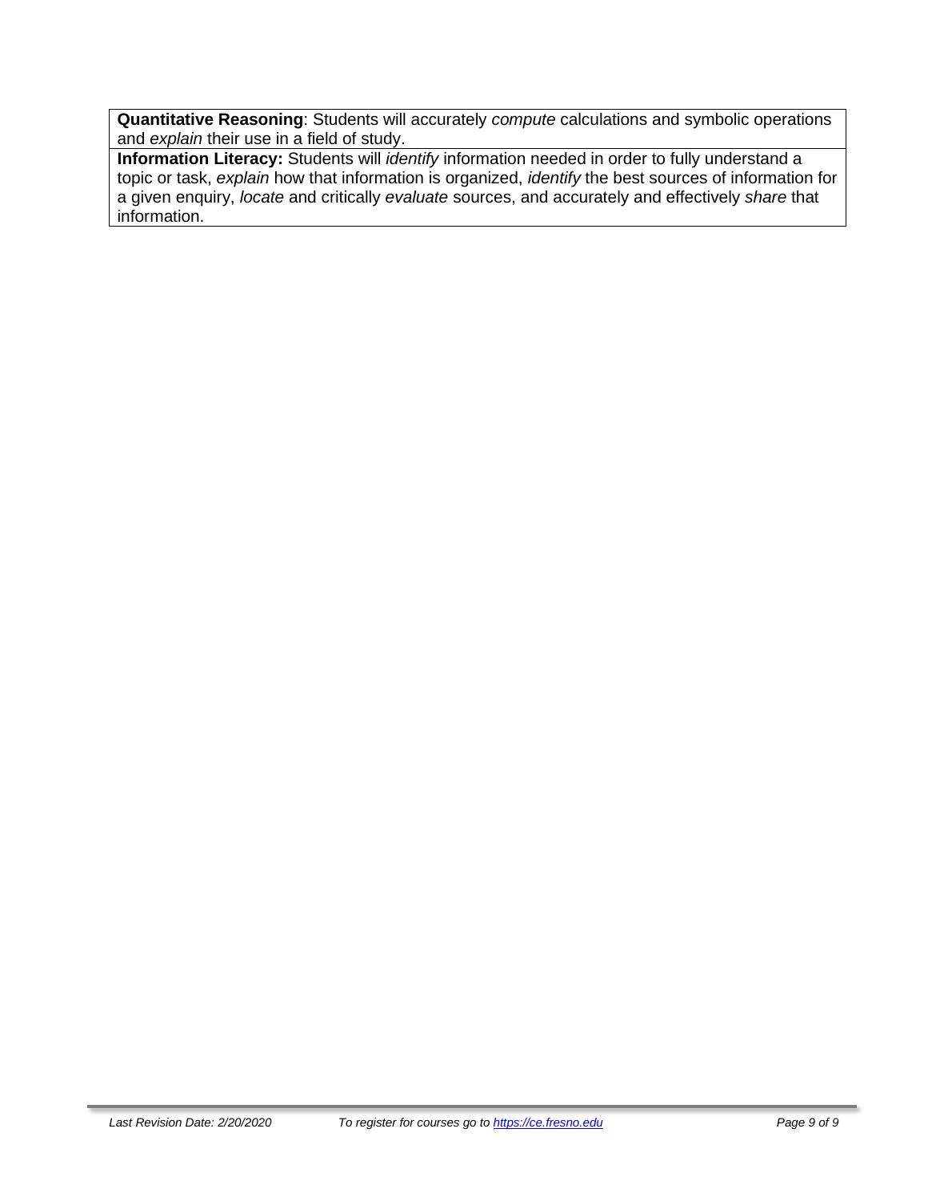| |
|---|
| **Quantitative Reasoning**: Students will accurately *compute* calculations and symbolic operations and *explain* their use in a field of study. |
| **Information Literacy:** Students will *identify* information needed in order to fully understand a topic or task, *explain* how that information is organized, *identify* the best sources of information for a given enquiry, *locate* and critically *evaluate* sources, and accurately and effectively *share* that information. |